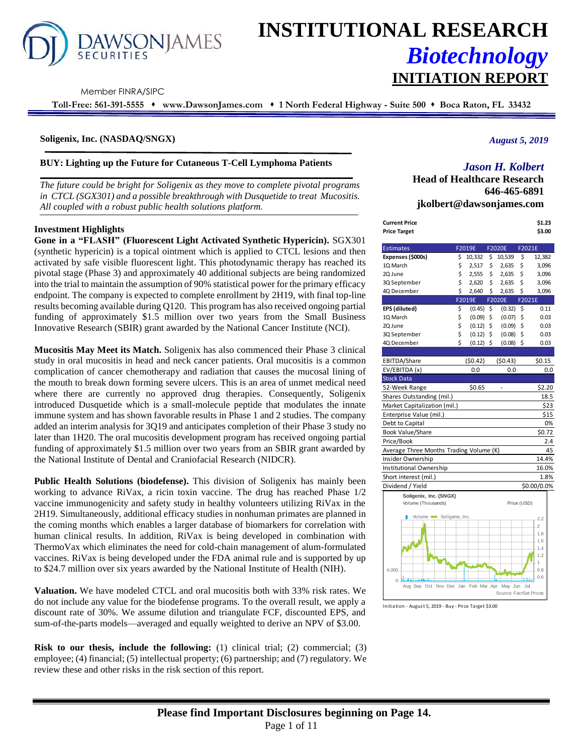# INSTITUTIONAL RESEARCH
## *Biotechnology*
## INITIATION REPORT

Member FINRA/SIPC

**Toll-Free: 561-391-5555 ♦ www.DawsonJames.com ♦ 1 North Federal Highway - Suite 500 ♦ Boca Raton, FL 33432**

**Soligenix, Inc. (NASDAQ/SNGX)**

*August 5, 2019*

### BUY: Lighting up the Future for Cutaneous T-Cell Lymphoma Patients

*The future could be bright for Soligenix as they move to complete pivotal programs in CTCL (SGX301) and a possible breakthrough with Dusquetide to treat Mucositis. All coupled with a robust public health solutions platform.*

*Jason H. Kolbert*
**Head of Healthcare Research**
**646-465-6891**
**jkolbert@dawsonjames.com**

### Investment Highlights

**Gone in a "FLASH" (Fluorescent Light Activated Synthetic Hypericin).** SGX301 (synthetic hypericin) is a topical ointment which is applied to CTCL lesions and then activated by safe visible fluorescent light. This photodynamic therapy has reached its pivotal stage (Phase 3) and approximately 40 additional subjects are being randomized into the trial to maintain the assumption of 90% statistical power for the primary efficacy endpoint. The company is expected to complete enrollment by 2H19, with final top-line results becoming available during Q120. This program has also received ongoing partial funding of approximately $1.5 million over two years from the Small Business Innovative Research (SBIR) grant awarded by the National Cancer Institute (NCI).

**Mucositis May Meet its Match.** Soligenix has also commenced their Phase 3 clinical study in oral mucositis in head and neck cancer patients. Oral mucositis is a common complication of cancer chemotherapy and radiation that causes the mucosal lining of the mouth to break down forming severe ulcers. This is an area of unmet medical need where there are currently no approved drug therapies. Consequently, Soligenix introduced Dusquetide which is a small-molecule peptide that modulates the innate immune system and has shown favorable results in Phase 1 and 2 studies. The company added an interim analysis for 3Q19 and anticipates completion of their Phase 3 study no later than 1H20. The oral mucositis development program has received ongoing partial funding of approximately $1.5 million over two years from an SBIR grant awarded by the National Institute of Dental and Craniofacial Research (NIDCR).

**Public Health Solutions (biodefense).** This division of Soligenix has mainly been working to advance RiVax, a ricin toxin vaccine. The drug has reached Phase 1/2 vaccine immunogenicity and safety study in healthy volunteers utilizing RiVax in the 2H19. Simultaneously, additional efficacy studies in nonhuman primates are planned in the coming months which enables a larger database of biomarkers for correlation with human clinical results. In addition, RiVax is being developed in combination with ThermoVax which eliminates the need for cold-chain management of alum-formulated vaccines. RiVax is being developed under the FDA animal rule and is supported by up to $24.7 million over six years awarded by the National Institute of Health (NIH).

**Valuation.** We have modeled CTCL and oral mucositis both with 33% risk rates. We do not include any value for the biodefense programs. To the overall result, we apply a discount rate of 30%. We assume dilution and triangulate FCF, discounted EPS, and sum-of-the-parts models—averaged and equally weighted to derive an NPV of $3.00.

**Risk to our thesis, include the following:** (1) clinical trial; (2) commercial; (3) employee; (4) financial; (5) intellectual property; (6) partnership; and (7) regulatory. We review these and other risks in the risk section of this report.

| | |
|---|---|
| **Current Price** | **$1.23** |
| **Price Target** | **$3.00** |

| Estimates | F2019E | F2020E | F2021E |
|---|---|---|---|
| **Expenses ($000s)** | $ 10,332 | $ 10,539 | $ 12,382 |
| 1Q March | $ 2,517 | $ 2,635 | $ 3,096 |
| 2Q June | $ 2,555 | $ 2,635 | $ 3,096 |
| 3Q September | $ 2,620 | $ 2,635 | $ 3,096 |
| 4Q December | $ 2,640 | $ 2,635 | $ 3,096 |
| | **F2019E** | **F2020E** | **F2021E** |
| **EPS (diluted)** | $ (0.45) | $ (0.32) | $ 0.11 |
| 1Q March | $ (0.09) | $ (0.07) | $ 0.03 |
| 2Q June | $ (0.12) | $ (0.09) | $ 0.03 |
| 3Q September | $ (0.12) | $ (0.08) | $ 0.03 |
| 4Q December | $ (0.12) | $ (0.08) | $ 0.03 |
| | | | |
| EBITDA/Share | ($0.42) | ($0.43) | $0.15 |
| EV/EBITDA (x) | 0.0 | 0.0 | 0.0 |

| Stock Data | | | |
|---|---|---|---|
| 52-Week Range | $0.65 | - | $2.20 |
| Shares Outstanding (mil.) | | | 18.5 |
| Market Capitalization (mil.) | | | $23 |
| Enterprise Value (mil.) | | | $15 |
| Debt to Capital | | | 0% |
| Book Value/Share | | | $0.72 |
| Price/Book | | | 2.4 |
| Average Three Months Trading Volume (K) | | | 45 |
| Insider Ownership | | | 14.4% |
| Institutional Ownership | | | 16.0% |
| Short interest (mil.) | | | 1.8% |
| Dividend / Yield | | | $0.00/0.0% |

Soligenix, Inc. (SNGX)
Volume (Thousands) — Price (USD)
Source: FactSet Prices

Initiation - August 5, 2019 - Buy - Price Target $3.00

**Please find Important Disclosures beginning on Page 14.**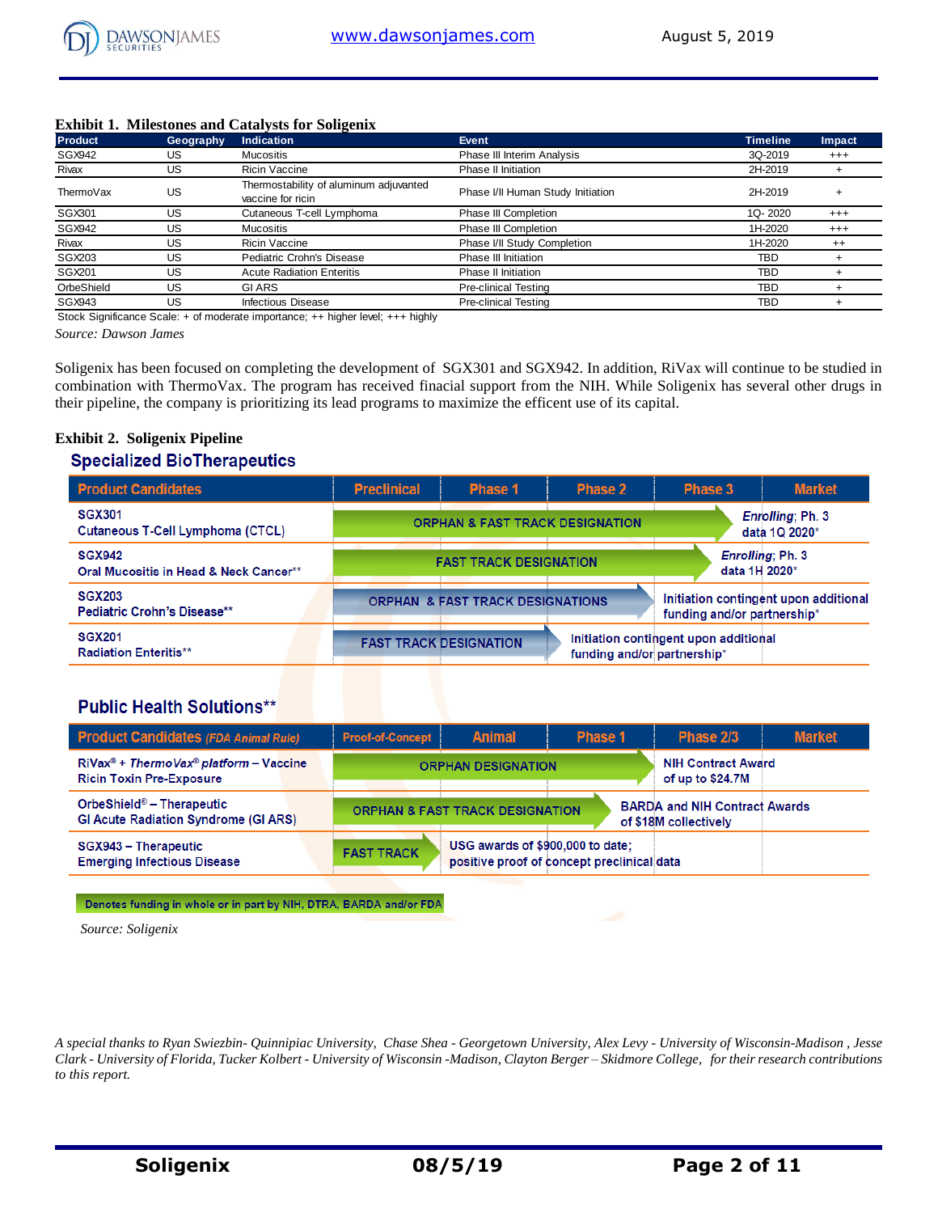**Exhibit 1. Milestones and Catalysts for Soligenix**

| Product | Geography | Indication | Event | Timeline | Impact |
|---|---|---|---|---|---|
| SGX942 | US | Mucositis | Phase III Interim Analysis | 3Q-2019 | +++ |
| Rivax | US | Ricin Vaccine | Phase II Initiation | 2H-2019 | + |
| ThermoVax | US | Thermostability of aluminum adjuvanted vaccine for ricin | Phase I/II Human Study Initiation | 2H-2019 | + |
| SGX301 | US | Cutaneous T-cell Lymphoma | Phase III Completion | 1Q- 2020 | +++ |
| SGX942 | US | Mucositis | Phase III Completion | 1H-2020 | +++ |
| Rivax | US | Ricin Vaccine | Phase I/II Study Completion | 1H-2020 | ++ |
| SGX203 | US | Pediatric Crohn's Disease | Phase III Initiation | TBD | + |
| SGX201 | US | Acute Radiation Enteritis | Phase II Initiation | TBD | + |
| OrbeShield | US | GI ARS | Pre-clinical Testing | TBD | + |
| SGX943 | US | Infectious Disease | Pre-clinical Testing | TBD | + |

Stock Significance Scale: + of moderate importance; ++ higher level; +++ highly

*Source: Dawson James*

Soligenix has been focused on completing the development of SGX301 and SGX942. In addition, RiVax will continue to be studied in combination with ThermoVax. The program has received finacial support from the NIH. While Soligenix has several other drugs in their pipeline, the company is prioritizing its lead programs to maximize the efficent use of its capital.

**Exhibit 2. Soligenix Pipeline**

## Specialized BioTherapeutics

| Product Candidates | Preclinical | Phase 1 | Phase 2 | Phase 3 | Market |
|---|---|---|---|---|---|
| SGX301 Cutaneous T-Cell Lymphoma (CTCL) | ORPHAN & FAST TRACK DESIGNATION | | | | *Enrolling*; Ph. 3 data 1Q 2020* |
| SGX942 Oral Mucositis in Head & Neck Cancer** | FAST TRACK DESIGNATION | | | | *Enrolling*; Ph. 3 data 1H 2020* |
| SGX203 Pediatric Crohn's Disease** | ORPHAN & FAST TRACK DESIGNATIONS | | | Initiation contingent upon additional funding and/or partnership* | |
| SGX201 Radiation Enteritis** | FAST TRACK DESIGNATION | | Initiation contingent upon additional funding and/or partnership* | | |

## Public Health Solutions**

| Product Candidates *(FDA Animal Rule)* | Proof-of-Concept | Animal | Phase 1 | Phase 2/3 | Market |
|---|---|---|---|---|---|
| RiVax® + *ThermoVax® platform* – Vaccine Ricin Toxin Pre-Exposure | ORPHAN DESIGNATION | | | NIH Contract Award of up to $24.7M | |
| OrbeShield® – Therapeutic GI Acute Radiation Syndrome (GI ARS) | ORPHAN & FAST TRACK DESIGNATION | | | BARDA and NIH Contract Awards of $18M collectively | |
| SGX943 – Therapeutic Emerging Infectious Disease | FAST TRACK | USG awards of $900,000 to date; positive proof of concept preclinical data | | | |

Denotes funding in whole or in part by NIH, DTRA, BARDA and/or FDA

*Source: Soligenix*

*A special thanks to Ryan Swiezbin- Quinnipiac University, Chase Shea - Georgetown University, Alex Levy - University of Wisconsin-Madison , Jesse Clark - University of Florida, Tucker Kolbert - University of Wisconsin -Madison, Clayton Berger – Skidmore College, for their research contributions to this report.*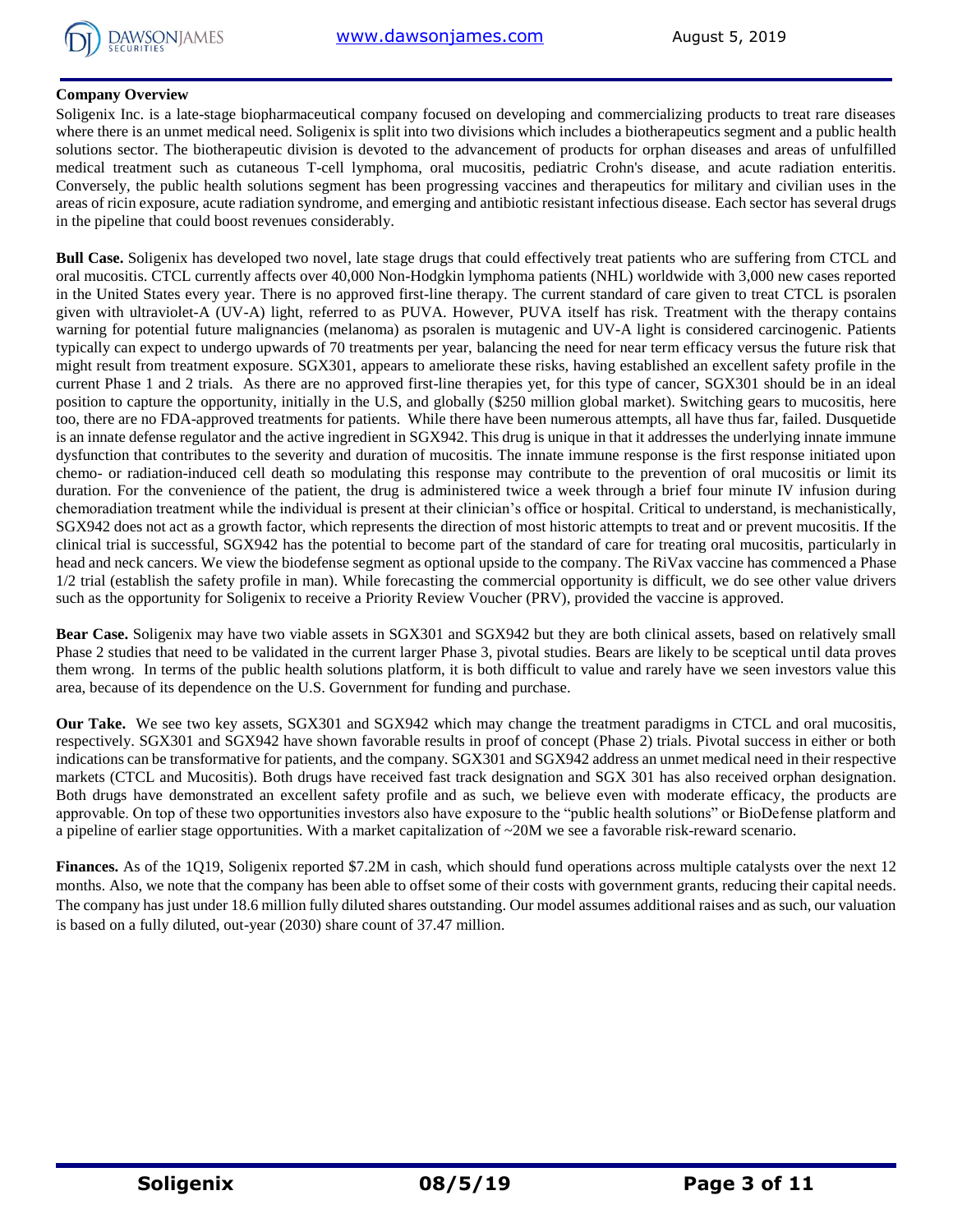**Company Overview**

Soligenix Inc. is a late-stage biopharmaceutical company focused on developing and commercializing products to treat rare diseases where there is an unmet medical need. Soligenix is split into two divisions which includes a biotherapeutics segment and a public health solutions sector. The biotherapeutic division is devoted to the advancement of products for orphan diseases and areas of unfulfilled medical treatment such as cutaneous T-cell lymphoma, oral mucositis, pediatric Crohn's disease, and acute radiation enteritis. Conversely, the public health solutions segment has been progressing vaccines and therapeutics for military and civilian uses in the areas of ricin exposure, acute radiation syndrome, and emerging and antibiotic resistant infectious disease. Each sector has several drugs in the pipeline that could boost revenues considerably.

**Bull Case.** Soligenix has developed two novel, late stage drugs that could effectively treat patients who are suffering from CTCL and oral mucositis. CTCL currently affects over 40,000 Non-Hodgkin lymphoma patients (NHL) worldwide with 3,000 new cases reported in the United States every year. There is no approved first-line therapy. The current standard of care given to treat CTCL is psoralen given with ultraviolet-A (UV-A) light, referred to as PUVA. However, PUVA itself has risk. Treatment with the therapy contains warning for potential future malignancies (melanoma) as psoralen is mutagenic and UV-A light is considered carcinogenic. Patients typically can expect to undergo upwards of 70 treatments per year, balancing the need for near term efficacy versus the future risk that might result from treatment exposure. SGX301, appears to ameliorate these risks, having established an excellent safety profile in the current Phase 1 and 2 trials. As there are no approved first-line therapies yet, for this type of cancer, SGX301 should be in an ideal position to capture the opportunity, initially in the U.S, and globally ($250 million global market). Switching gears to mucositis, here too, there are no FDA-approved treatments for patients. While there have been numerous attempts, all have thus far, failed. Dusquetide is an innate defense regulator and the active ingredient in SGX942. This drug is unique in that it addresses the underlying innate immune dysfunction that contributes to the severity and duration of mucositis. The innate immune response is the first response initiated upon chemo- or radiation-induced cell death so modulating this response may contribute to the prevention of oral mucositis or limit its duration. For the convenience of the patient, the drug is administered twice a week through a brief four minute IV infusion during chemoradiation treatment while the individual is present at their clinician's office or hospital. Critical to understand, is mechanistically, SGX942 does not act as a growth factor, which represents the direction of most historic attempts to treat and or prevent mucositis. If the clinical trial is successful, SGX942 has the potential to become part of the standard of care for treating oral mucositis, particularly in head and neck cancers. We view the biodefense segment as optional upside to the company. The RiVax vaccine has commenced a Phase 1/2 trial (establish the safety profile in man). While forecasting the commercial opportunity is difficult, we do see other value drivers such as the opportunity for Soligenix to receive a Priority Review Voucher (PRV), provided the vaccine is approved.

**Bear Case.** Soligenix may have two viable assets in SGX301 and SGX942 but they are both clinical assets, based on relatively small Phase 2 studies that need to be validated in the current larger Phase 3, pivotal studies. Bears are likely to be sceptical until data proves them wrong. In terms of the public health solutions platform, it is both difficult to value and rarely have we seen investors value this area, because of its dependence on the U.S. Government for funding and purchase.

**Our Take.** We see two key assets, SGX301 and SGX942 which may change the treatment paradigms in CTCL and oral mucositis, respectively. SGX301 and SGX942 have shown favorable results in proof of concept (Phase 2) trials. Pivotal success in either or both indications can be transformative for patients, and the company. SGX301 and SGX942 address an unmet medical need in their respective markets (CTCL and Mucositis). Both drugs have received fast track designation and SGX 301 has also received orphan designation. Both drugs have demonstrated an excellent safety profile and as such, we believe even with moderate efficacy, the products are approvable. On top of these two opportunities investors also have exposure to the "public health solutions" or BioDefense platform and a pipeline of earlier stage opportunities. With a market capitalization of ~20M we see a favorable risk-reward scenario.

**Finances.** As of the 1Q19, Soligenix reported $7.2M in cash, which should fund operations across multiple catalysts over the next 12 months. Also, we note that the company has been able to offset some of their costs with government grants, reducing their capital needs. The company has just under 18.6 million fully diluted shares outstanding. Our model assumes additional raises and as such, our valuation is based on a fully diluted, out-year (2030) share count of 37.47 million.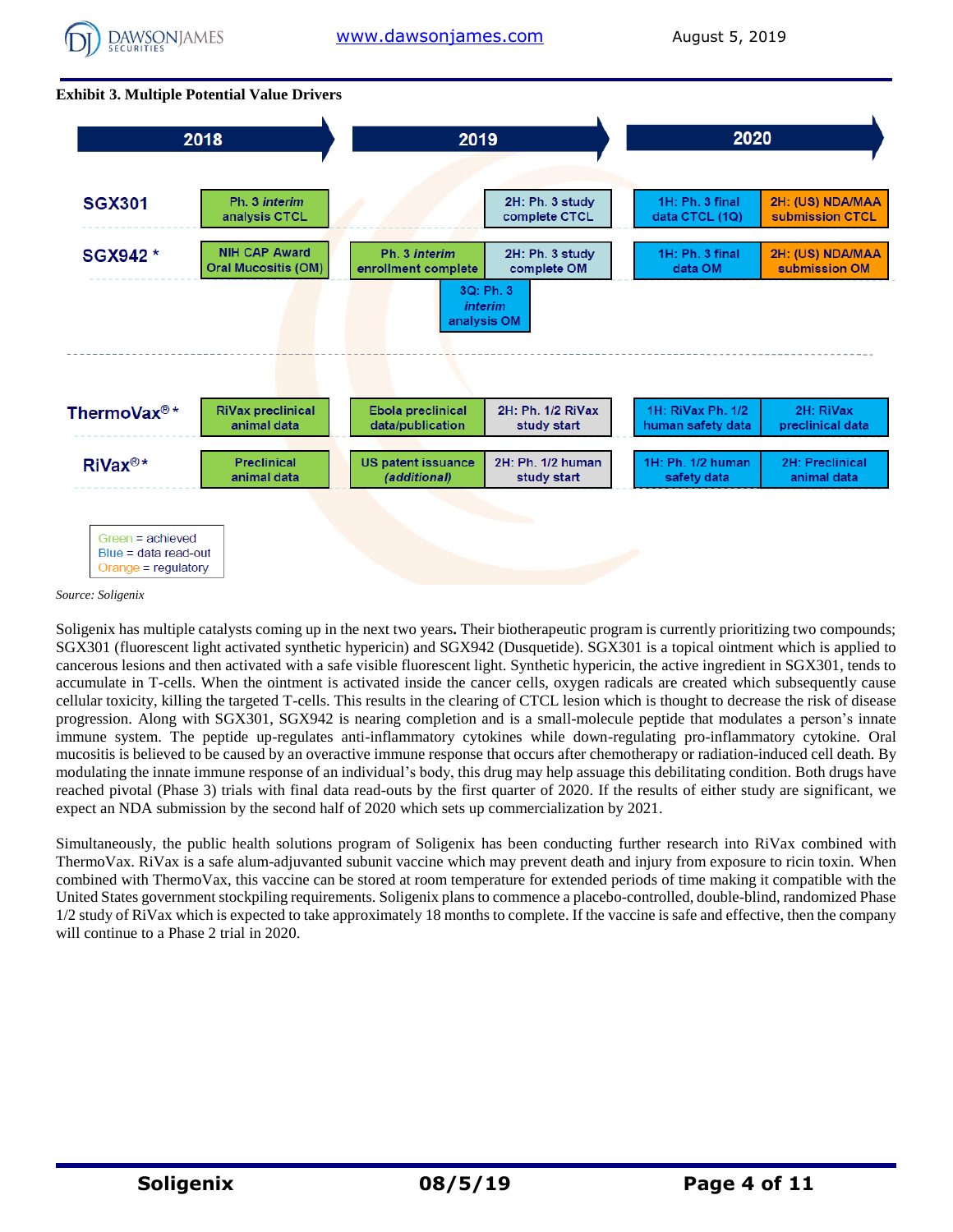**Exhibit 3. Multiple Potential Value Drivers**

| | 2018 | 2019 | | 2020 | |
|---|---|---|---|---|---|
| SGX301 | Ph. 3 *interim* analysis CTCL | | 2H: Ph. 3 study complete CTCL | 1H: Ph. 3 final data CTCL (1Q) | 2H: (US) NDA/MAA submission CTCL |
| SGX942 * | NIH CAP Award Oral Mucositis (OM) | Ph. 3 *interim* enrollment complete | 2H: Ph. 3 study complete OM | 1H: Ph. 3 final data OM | 2H: (US) NDA/MAA submission OM |
| | | 3Q: Ph. 3 *interim* analysis OM | | | |
| ThermoVax® * | RiVax preclinical animal data | Ebola preclinical data/publication | 2H: Ph. 1/2 RiVax study start | 1H: RiVax Ph. 1/2 human safety data | 2H: RiVax preclinical data |
| RiVax® * | Preclinical animal data | US patent issuance *(additional)* | 2H: Ph. 1/2 human study start | 1H: Ph. 1/2 human safety data | 2H: Preclinical animal data |

Green = achieved
Blue = data read-out
Orange = regulatory

*Source: Soligenix*

Soligenix has multiple catalysts coming up in the next two years**.** Their biotherapeutic program is currently prioritizing two compounds; SGX301 (fluorescent light activated synthetic hypericin) and SGX942 (Dusquetide). SGX301 is a topical ointment which is applied to cancerous lesions and then activated with a safe visible fluorescent light. Synthetic hypericin, the active ingredient in SGX301, tends to accumulate in T-cells. When the ointment is activated inside the cancer cells, oxygen radicals are created which subsequently cause cellular toxicity, killing the targeted T-cells. This results in the clearing of CTCL lesion which is thought to decrease the risk of disease progression. Along with SGX301, SGX942 is nearing completion and is a small-molecule peptide that modulates a person's innate immune system. The peptide up-regulates anti-inflammatory cytokines while down-regulating pro-inflammatory cytokine. Oral mucositis is believed to be caused by an overactive immune response that occurs after chemotherapy or radiation-induced cell death. By modulating the innate immune response of an individual's body, this drug may help assuage this debilitating condition. Both drugs have reached pivotal (Phase 3) trials with final data read-outs by the first quarter of 2020. If the results of either study are significant, we expect an NDA submission by the second half of 2020 which sets up commercialization by 2021.

Simultaneously, the public health solutions program of Soligenix has been conducting further research into RiVax combined with ThermoVax. RiVax is a safe alum-adjuvanted subunit vaccine which may prevent death and injury from exposure to ricin toxin. When combined with ThermoVax, this vaccine can be stored at room temperature for extended periods of time making it compatible with the United States government stockpiling requirements. Soligenix plans to commence a placebo-controlled, double-blind, randomized Phase 1/2 study of RiVax which is expected to take approximately 18 months to complete. If the vaccine is safe and effective, then the company will continue to a Phase 2 trial in 2020.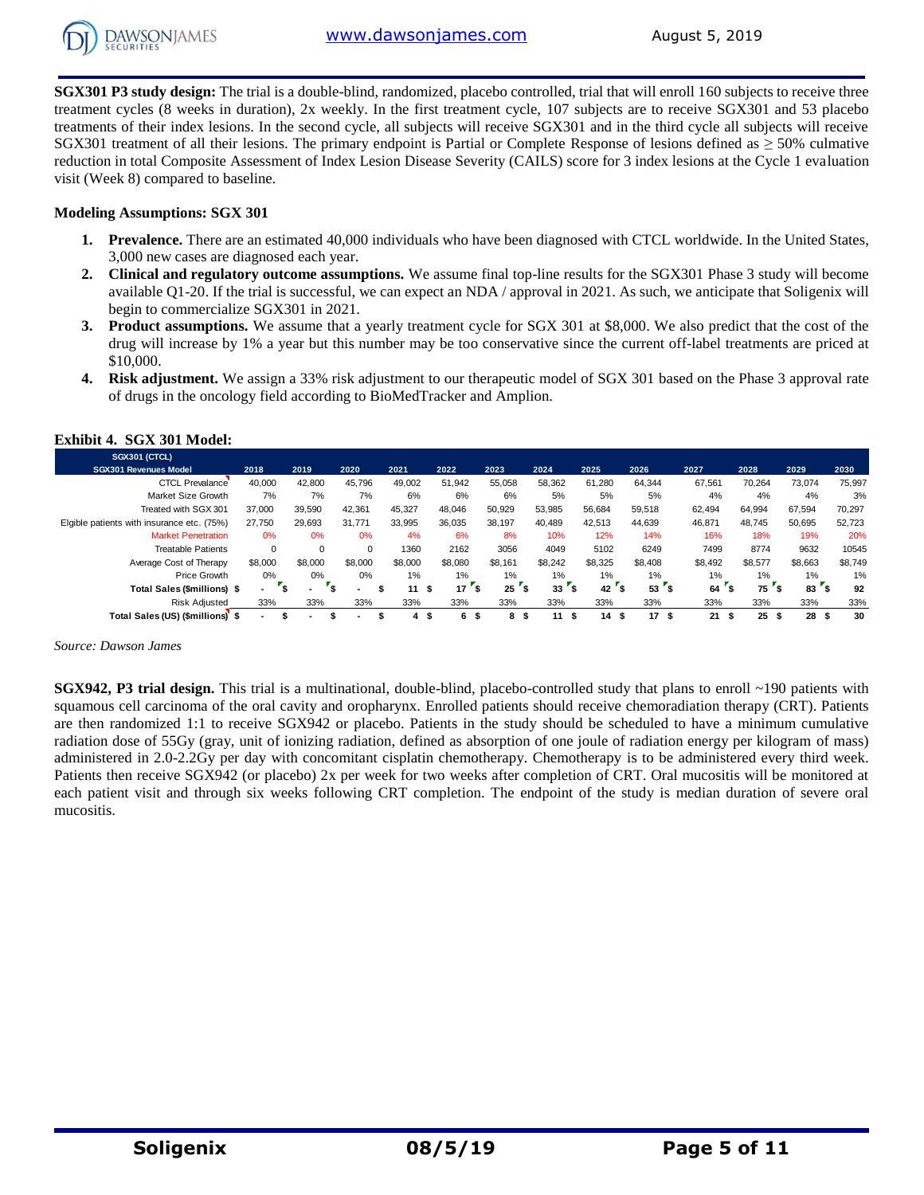**SGX301 P3 study design:** The trial is a double-blind, randomized, placebo controlled, trial that will enroll 160 subjects to receive three treatment cycles (8 weeks in duration), 2x weekly. In the first treatment cycle, 107 subjects are to receive SGX301 and 53 placebo treatments of their index lesions. In the second cycle, all subjects will receive SGX301 and in the third cycle all subjects will receive SGX301 treatment of all their lesions. The primary endpoint is Partial or Complete Response of lesions defined as ≥ 50% culmative reduction in total Composite Assessment of Index Lesion Disease Severity (CAILS) score for 3 index lesions at the Cycle 1 evaluation visit (Week 8) compared to baseline.

**Modeling Assumptions: SGX 301**

1. **Prevalence.** There are an estimated 40,000 individuals who have been diagnosed with CTCL worldwide. In the United States, 3,000 new cases are diagnosed each year.
2. **Clinical and regulatory outcome assumptions.** We assume final top-line results for the SGX301 Phase 3 study will become available Q1-20. If the trial is successful, we can expect an NDA / approval in 2021. As such, we anticipate that Soligenix will begin to commercialize SGX301 in 2021.
3. **Product assumptions.** We assume that a yearly treatment cycle for SGX 301 at $8,000. We also predict that the cost of the drug will increase by 1% a year but this number may be too conservative since the current off-label treatments are priced at $10,000.
4. **Risk adjustment.** We assign a 33% risk adjustment to our therapeutic model of SGX 301 based on the Phase 3 approval rate of drugs in the oncology field according to BioMedTracker and Amplion.

**Exhibit 4. SGX 301 Model:**

| SGX301 (CTCL) SGX301 Revenues Model | 2018 | 2019 | 2020 | 2021 | 2022 | 2023 | 2024 | 2025 | 2026 | 2027 | 2028 | 2029 | 2030 |
|---|---|---|---|---|---|---|---|---|---|---|---|---|---|
| CTCL Prevalance | 40,000 | 42,800 | 45,796 | 49,002 | 51,942 | 55,058 | 58,362 | 61,280 | 64,344 | 67,561 | 70,264 | 73,074 | 75,997 |
| Market Size Growth | 7% | 7% | 7% | 6% | 6% | 6% | 5% | 5% | 5% | 4% | 4% | 4% | 3% |
| Treated with SGX 301 | 37,000 | 39,590 | 42,361 | 45,327 | 48,046 | 50,929 | 53,985 | 56,684 | 59,518 | 62,494 | 64,994 | 67,594 | 70,297 |
| Elgible patients with insurance etc. (75%) | 27,750 | 29,693 | 31,771 | 33,995 | 36,035 | 38,197 | 40,489 | 42,513 | 44,639 | 46,871 | 48,745 | 50,695 | 52,723 |
| Market Penetration | 0% | 0% | 0% | 4% | 6% | 8% | 10% | 12% | 14% | 16% | 18% | 19% | 20% |
| Treatable Patients | 0 | 0 | 0 | 1360 | 2162 | 3056 | 4049 | 5102 | 6249 | 7499 | 8774 | 9632 | 10545 |
| Average Cost of Therapy | $8,000 | $8,000 | $8,000 | $8,000 | $8,080 | $8,161 | $8,242 | $8,325 | $8,408 | $8,492 | $8,577 | $8,663 | $8,749 |
| Price Growth | 0% | 0% | 0% | 1% | 1% | 1% | 1% | 1% | 1% | 1% | 1% | 1% | 1% |
| **Total Sales ($millions)** | **$ -** | **$ -** | **$ -** | **$ 11** | **$ 17** | **$ 25** | **$ 33** | **$ 42** | **$ 53** | **$ 64** | **$ 75** | **$ 83** | **$ 92** |
| Risk Adjusted | 33% | 33% | 33% | 33% | 33% | 33% | 33% | 33% | 33% | 33% | 33% | 33% | 33% |
| **Total Sales (US) ($millions)** | **$ -** | **$ -** | **$ -** | **$ 4** | **$ 6** | **$ 8** | **$ 11** | **$ 14** | **$ 17** | **$ 21** | **$ 25** | **$ 28** | **$ 30** |

*Source: Dawson James*

**SGX942, P3 trial design.** This trial is a multinational, double-blind, placebo-controlled study that plans to enroll ~190 patients with squamous cell carcinoma of the oral cavity and oropharynx. Enrolled patients should receive chemoradiation therapy (CRT). Patients are then randomized 1:1 to receive SGX942 or placebo. Patients in the study should be scheduled to have a minimum cumulative radiation dose of 55Gy (gray, unit of ionizing radiation, defined as absorption of one joule of radiation energy per kilogram of mass) administered in 2.0-2.2Gy per day with concomitant cisplatin chemotherapy. Chemotherapy is to be administered every third week. Patients then receive SGX942 (or placebo) 2x per week for two weeks after completion of CRT. Oral mucositis will be monitored at each patient visit and through six weeks following CRT completion. The endpoint of the study is median duration of severe oral mucositis.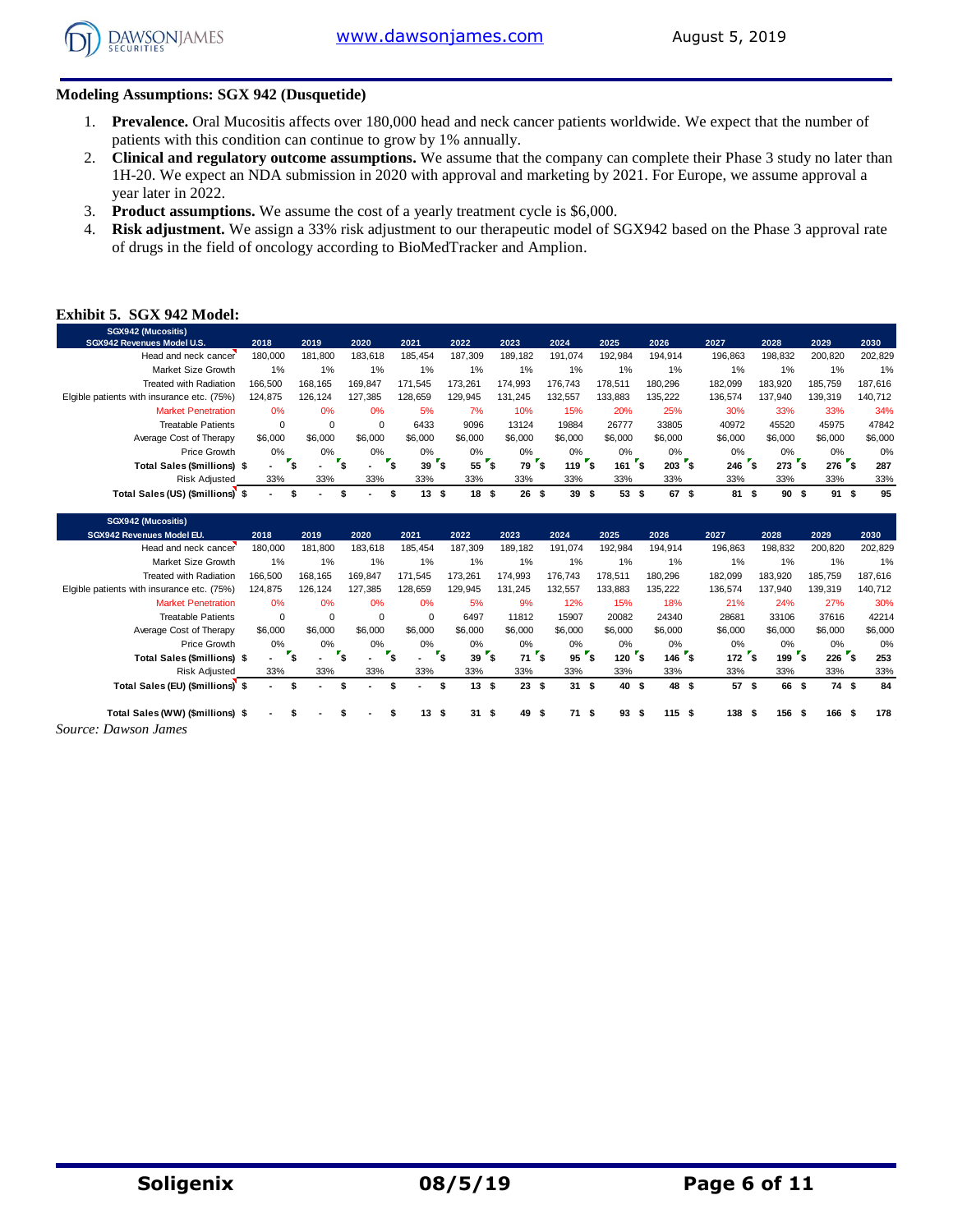### Modeling Assumptions: SGX 942 (Dusquetide)

1. **Prevalence.** Oral Mucositis affects over 180,000 head and neck cancer patients worldwide. We expect that the number of patients with this condition can continue to grow by 1% annually.
2. **Clinical and regulatory outcome assumptions.** We assume that the company can complete their Phase 3 study no later than 1H-20. We expect an NDA submission in 2020 with approval and marketing by 2021. For Europe, we assume approval a year later in 2022.
3. **Product assumptions.** We assume the cost of a yearly treatment cycle is $6,000.
4. **Risk adjustment.** We assign a 33% risk adjustment to our therapeutic model of SGX942 based on the Phase 3 approval rate of drugs in the field of oncology according to BioMedTracker and Amplion.

### Exhibit 5. SGX 942 Model:

| SGX942 (Mucositis) SGX942 Revenues Model U.S. | 2018 | 2019 | 2020 | 2021 | 2022 | 2023 | 2024 | 2025 | 2026 | 2027 | 2028 | 2029 | 2030 |
|---|---|---|---|---|---|---|---|---|---|---|---|---|---|
| Head and neck cancer | 180,000 | 181,800 | 183,618 | 185,454 | 187,309 | 189,182 | 191,074 | 192,984 | 194,914 | 196,863 | 198,832 | 200,820 | 202,829 |
| Market Size Growth | 1% | 1% | 1% | 1% | 1% | 1% | 1% | 1% | 1% | 1% | 1% | 1% | 1% |
| Treated with Radiation | 166,500 | 168,165 | 169,847 | 171,545 | 173,261 | 174,993 | 176,743 | 178,511 | 180,296 | 182,099 | 183,920 | 185,759 | 187,616 |
| Elgible patients with insurance etc. (75%) | 124,875 | 126,124 | 127,385 | 128,659 | 129,945 | 131,245 | 132,557 | 133,883 | 135,222 | 136,574 | 137,940 | 139,319 | 140,712 |
| Market Penetration | 0% | 0% | 0% | 5% | 7% | 10% | 15% | 20% | 25% | 30% | 33% | 33% | 34% |
| Treatable Patients | 0 | 0 | 0 | 6433 | 9096 | 13124 | 19884 | 26777 | 33805 | 40972 | 45520 | 45975 | 47842 |
| Average Cost of Therapy | $6,000 | $6,000 | $6,000 | $6,000 | $6,000 | $6,000 | $6,000 | $6,000 | $6,000 | $6,000 | $6,000 | $6,000 | $6,000 |
| Price Growth | 0% | 0% | 0% | 0% | 0% | 0% | 0% | 0% | 0% | 0% | 0% | 0% | 0% |
| **Total Sales ($millions)** | $ - | $ - | $ - | $ 39 | $ 55 | $ 79 | $ 119 | $ 161 | $ 203 | $ 246 | $ 273 | $ 276 | $ 287 |
| Risk Adjusted | 33% | 33% | 33% | 33% | 33% | 33% | 33% | 33% | 33% | 33% | 33% | 33% | 33% |
| **Total Sales (US) ($millions)** | $ - | $ - | $ - | $ 13 | $ 18 | $ 26 | $ 39 | $ 53 | $ 67 | $ 81 | $ 90 | $ 91 | $ 95 |

| SGX942 (Mucositis) SGX942 Revenues Model EU. | 2018 | 2019 | 2020 | 2021 | 2022 | 2023 | 2024 | 2025 | 2026 | 2027 | 2028 | 2029 | 2030 |
|---|---|---|---|---|---|---|---|---|---|---|---|---|---|
| Head and neck cancer | 180,000 | 181,800 | 183,618 | 185,454 | 187,309 | 189,182 | 191,074 | 192,984 | 194,914 | 196,863 | 198,832 | 200,820 | 202,829 |
| Market Size Growth | 1% | 1% | 1% | 1% | 1% | 1% | 1% | 1% | 1% | 1% | 1% | 1% | 1% |
| Treated with Radiation | 166,500 | 168,165 | 169,847 | 171,545 | 173,261 | 174,993 | 176,743 | 178,511 | 180,296 | 182,099 | 183,920 | 185,759 | 187,616 |
| Elgible patients with insurance etc. (75%) | 124,875 | 126,124 | 127,385 | 128,659 | 129,945 | 131,245 | 132,557 | 133,883 | 135,222 | 136,574 | 137,940 | 139,319 | 140,712 |
| Market Penetration | 0% | 0% | 0% | 0% | 5% | 9% | 12% | 15% | 18% | 21% | 24% | 27% | 30% |
| Treatable Patients | 0 | 0 | 0 | 0 | 6497 | 11812 | 15907 | 20082 | 24340 | 28681 | 33106 | 37616 | 42214 |
| Average Cost of Therapy | $6,000 | $6,000 | $6,000 | $6,000 | $6,000 | $6,000 | $6,000 | $6,000 | $6,000 | $6,000 | $6,000 | $6,000 | $6,000 |
| Price Growth | 0% | 0% | 0% | 0% | 0% | 0% | 0% | 0% | 0% | 0% | 0% | 0% | 0% |
| **Total Sales ($millions)** | $ - | $ - | $ - | $ - | $ 39 | $ 71 | $ 95 | $ 120 | $ 146 | $ 172 | $ 199 | $ 226 | $ 253 |
| Risk Adjusted | 33% | 33% | 33% | 33% | 33% | 33% | 33% | 33% | 33% | 33% | 33% | 33% | 33% |
| **Total Sales (EU) ($millions)** | $ - | $ - | $ - | $ - | $ 13 | $ 23 | $ 31 | $ 40 | $ 48 | $ 57 | $ 66 | $ 74 | $ 84 |
| | | | | | | | | | | | | | |
| **Total Sales (WW) ($millions)** | $ - | $ - | $ - | $ 13 | $ 31 | $ 49 | $ 71 | $ 93 | $ 115 | $ 138 | $ 156 | $ 166 | $ 178 |

*Source: Dawson James*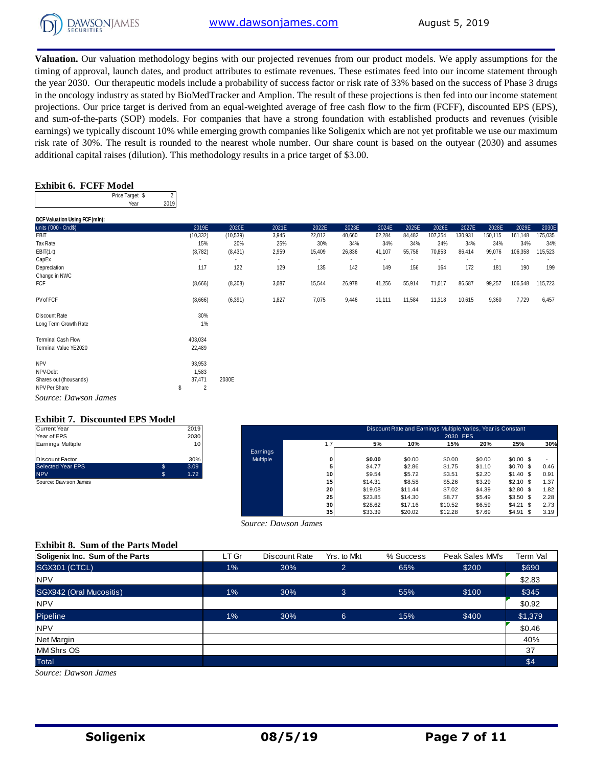**Valuation.** Our valuation methodology begins with our projected revenues from our product models. We apply assumptions for the timing of approval, launch dates, and product attributes to estimate revenues. These estimates feed into our income statement through the year 2030. Our therapeutic models include a probability of success factor or risk rate of 33% based on the success of Phase 3 drugs in the oncology industry as stated by BioMedTracker and Amplion. The result of these projections is then fed into our income statement projections. Our price target is derived from an equal-weighted average of free cash flow to the firm (FCFF), discounted EPS (EPS), and sum-of-the-parts (SOP) models. For companies that have a strong foundation with established products and revenues (visible earnings) we typically discount 10% while emerging growth companies like Soligenix which are not yet profitable we use our maximum risk rate of 30%. The result is rounded to the nearest whole number. Our share count is based on the outyear (2030) and assumes additional capital raises (dilution). This methodology results in a price target of $3.00.

### Exhibit 6. FCFF Model

| | |
|---|---|
| Price Target $ | 2 |
| Year | 2019 |

**DCF Valuation Using FCF (mln):**

| units ('000 - Cnd$) | 2019E | 2020E | 2021E | 2022E | 2023E | 2024E | 2025E | 2026E | 2027E | 2028E | 2029E | 2030E |
|---|---|---|---|---|---|---|---|---|---|---|---|---|
| EBIT | (10,332) | (10,539) | 3,945 | 22,012 | 40,660 | 62,284 | 84,482 | 107,354 | 130,931 | 150,115 | 161,148 | 175,035 |
| Tax Rate | 15% | 20% | 25% | 30% | 34% | 34% | 34% | 34% | 34% | 34% | 34% | 34% |
| EBIT(1-t) | (8,782) | (8,431) | 2,959 | 15,409 | 26,836 | 41,107 | 55,758 | 70,853 | 86,414 | 99,076 | 106,358 | 115,523 |
| CapEx | - | - | - | - | - | - | - | - | - | - | - | - |
| Depreciation | 117 | 122 | 129 | 135 | 142 | 149 | 156 | 164 | 172 | 181 | 190 | 199 |
| Change in NWC | | | | | | | | | | | | |
| FCF | (8,666) | (8,308) | 3,087 | 15,544 | 26,978 | 41,256 | 55,914 | 71,017 | 86,587 | 99,257 | 106,548 | 115,723 |
| | | | | | | | | | | | | |
| PV of FCF | (8,666) | (6,391) | 1,827 | 7,075 | 9,446 | 11,111 | 11,584 | 11,318 | 10,615 | 9,360 | 7,729 | 6,457 |
| | | | | | | | | | | | | |
| Discount Rate | 30% | | | | | | | | | | | |
| Long Term Growth Rate | 1% | | | | | | | | | | | |
| | | | | | | | | | | | | |
| Terminal Cash Flow | 403,034 | | | | | | | | | | | |
| Terminal Value YE2020 | 22,489 | | | | | | | | | | | |
| | | | | | | | | | | | | |
| NPV | 93,953 | | | | | | | | | | | |
| NPV-Debt | 1,583 | | | | | | | | | | | |
| Shares out (thousands) | 37,471 | 2030E | | | | | | | | | | |
| NPV Per Share | $ 2 | | | | | | | | | | | |

*Source: Dawson James*

### Exhibit 7. Discounted EPS Model

| | | |
|---|---|---|
| Current Year | | 2019 |
| Year of EPS | | 2030 |
| Earnings Multiple | | 10 |
| | | |
| Discount Factor | | 30% |
| Selected Year EPS | $ | 3.09 |
| NPV | $ | 1.72 |

Source: Dawson James

| | Discount Rate and Earnings Multiple Varies, Year is Constant | | | | | | |
|---|---|---|---|---|---|---|---|
| | | 2030 EPS | | | | | |
| | 1.7 | 5% | 10% | 15% | 20% | 25% | 30% |
| Earnings Multiple | 0 | $0.00 | $0.00 | $0.00 | $0.00 | $0.00 | $ - |
| | 5 | $4.77 | $2.86 | $1.75 | $1.10 | $0.70 | $ 0.46 |
| | 10 | $9.54 | $5.72 | $3.51 | $2.20 | $1.40 | $ 0.91 |
| | 15 | $14.31 | $8.58 | $5.26 | $3.29 | $2.10 | $ 1.37 |
| | 20 | $19.08 | $11.44 | $7.02 | $4.39 | $2.80 | $ 1.82 |
| | 25 | $23.85 | $14.30 | $8.77 | $5.49 | $3.50 | $ 2.28 |
| | 30 | $28.62 | $17.16 | $10.52 | $6.59 | $4.21 | $ 2.73 |
| | 35 | $33.39 | $20.02 | $12.28 | $7.69 | $4.91 | $ 3.19 |

*Source: Dawson James*

### Exhibit 8. Sum of the Parts Model

| Soligenix Inc. Sum of the Parts | LT Gr | Discount Rate | Yrs. to Mkt | % Success | Peak Sales MM's | Term Val |
|---|---|---|---|---|---|---|
| SGX301 (CTCL) | 1% | 30% | 2 | 65% | $200 | $690 |
| NPV | | | | | | $2.83 |
| SGX942 (Oral Mucositis) | 1% | 30% | 3 | 55% | $100 | $345 |
| NPV | | | | | | $0.92 |
| Pipeline | 1% | 30% | 6 | 15% | $400 | $1,379 |
| NPV | | | | | | $0.46 |
| Net Margin | | | | | | 40% |
| MM Shrs OS | | | | | | 37 |
| Total | | | | | | $4 |

*Source: Dawson James*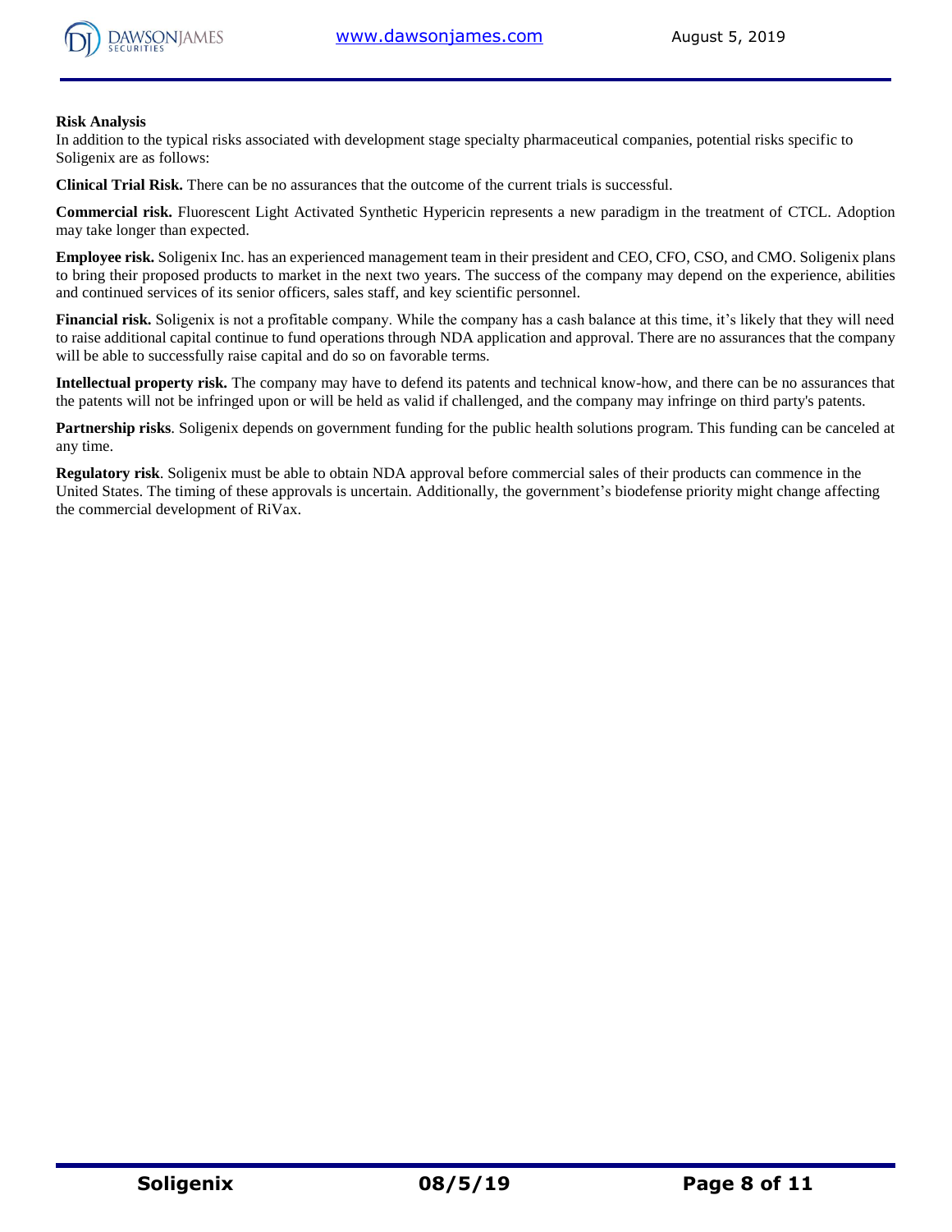### Risk Analysis

In addition to the typical risks associated with development stage specialty pharmaceutical companies, potential risks specific to Soligenix are as follows:

**Clinical Trial Risk.** There can be no assurances that the outcome of the current trials is successful.

**Commercial risk.** Fluorescent Light Activated Synthetic Hypericin represents a new paradigm in the treatment of CTCL. Adoption may take longer than expected.

**Employee risk.** Soligenix Inc. has an experienced management team in their president and CEO, CFO, CSO, and CMO. Soligenix plans to bring their proposed products to market in the next two years. The success of the company may depend on the experience, abilities and continued services of its senior officers, sales staff, and key scientific personnel.

**Financial risk.** Soligenix is not a profitable company. While the company has a cash balance at this time, it's likely that they will need to raise additional capital continue to fund operations through NDA application and approval. There are no assurances that the company will be able to successfully raise capital and do so on favorable terms.

**Intellectual property risk.** The company may have to defend its patents and technical know-how, and there can be no assurances that the patents will not be infringed upon or will be held as valid if challenged, and the company may infringe on third party's patents.

**Partnership risks**. Soligenix depends on government funding for the public health solutions program. This funding can be canceled at any time.

**Regulatory risk**. Soligenix must be able to obtain NDA approval before commercial sales of their products can commence in the United States. The timing of these approvals is uncertain. Additionally, the government's biodefense priority might change affecting the commercial development of RiVax.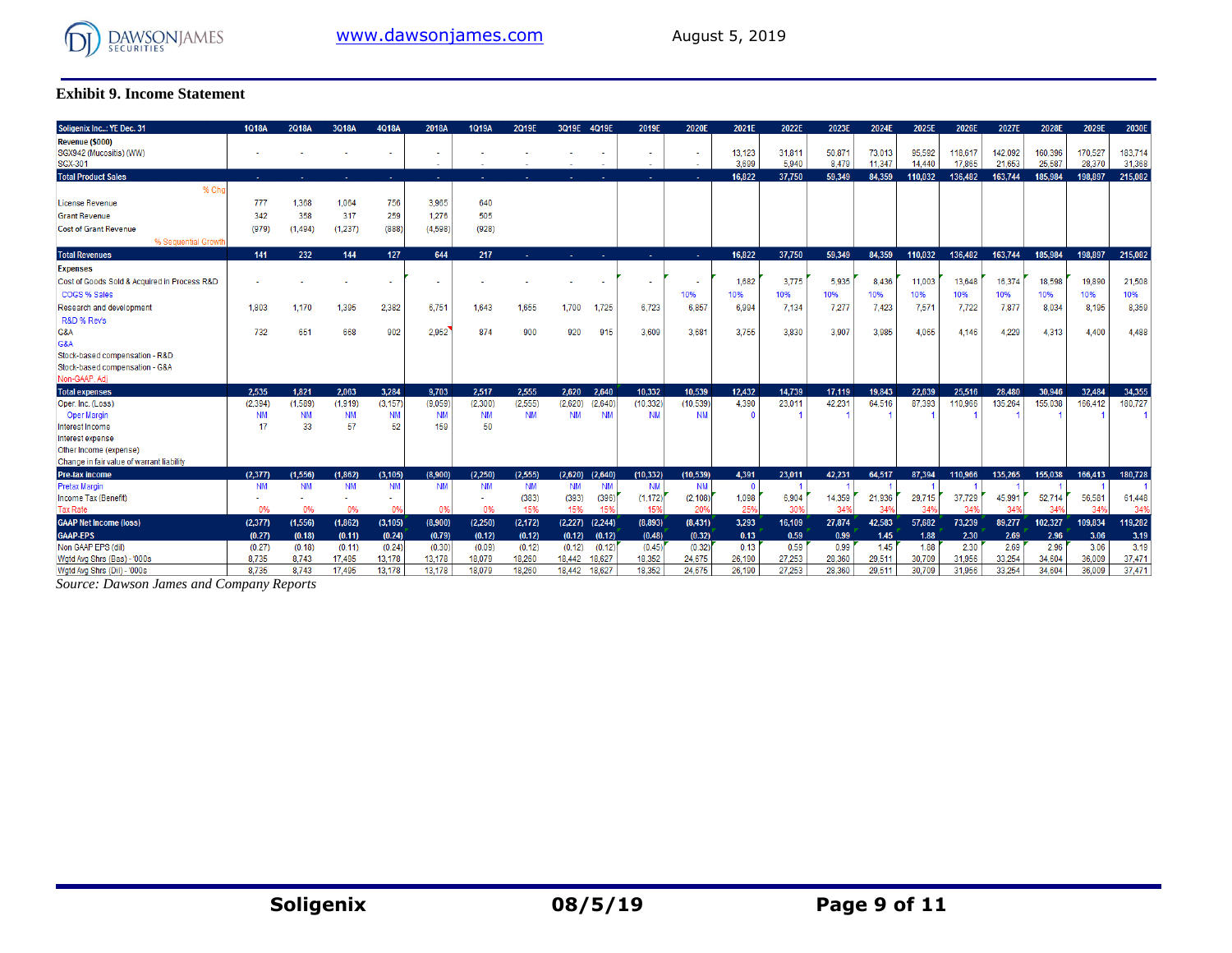## Exhibit 9. Income Statement

| Soligenix Inc.: YE Dec. 31 | 1Q18A | 2Q18A | 3Q18A | 4Q18A | 2018A | 1Q19A | 2Q19E | 3Q19E | 4Q19E | 2019E | 2020E | 2021E | 2022E | 2023E | 2024E | 2025E | 2026E | 2027E | 2028E | 2029E | 2030E |
|---|---|---|---|---|---|---|---|---|---|---|---|---|---|---|---|---|---|---|---|---|---|
| **Revenue ($000)** | | | | | | | | | | | | | | | | | | | | | |
| SGX942 (Mucositis) (WW) | - | - | - | - | - | - | - | - | - | - | - | 13,123 | 31,811 | 50,871 | 73,013 | 95,592 | 118,617 | 142,092 | 160,396 | 170,527 | 183,714 |
| SCX-301 | | | | | - | | - | - | - | - | - | 3,699 | 5,940 | 8,479 | 11,347 | 14,440 | 17,865 | 21,653 | 25,587 | 28,370 | 31,368 |
| **Total Product Sales** | - | - | - | - | - | - | - | - | - | - | - | 16,822 | 37,750 | 59,349 | 84,359 | 110,032 | 136,482 | 163,744 | 185,984 | 198,897 | 215,082 |
| % Chg | | | | | | | | | | | | | | | | | | | | | |
| License Revenue | 777 | 1,368 | 1,064 | 756 | 3,965 | 640 | | | | | | | | | | | | | | | |
| Grant Revenue | 342 | 358 | 317 | 259 | 1,276 | 505 | | | | | | | | | | | | | | | |
| Cost of Grant Revenue | (979) | (1,494) | (1,237) | (888) | (4,598) | (928) | | | | | | | | | | | | | | | |
| % Sequential Growth | | | | | | | | | | | | | | | | | | | | | |
| **Total Revenues** | 141 | 232 | 144 | 127 | 644 | 217 | - | - | - | - | - | 16,822 | 37,750 | 59,349 | 84,359 | 110,032 | 136,482 | 163,744 | 185,984 | 198,897 | 215,082 |
| **Expenses** | | | | | | | | | | | | | | | | | | | | | |
| Cost of Goods Sold & Acquired in Process R&D | - | - | - | - | - | - | - | - | - | - | - | 1,682 | 3,775 | 5,935 | 8,436 | 11,003 | 13,648 | 16,374 | 18,598 | 19,890 | 21,508 |
| COGS % Sales | | | | | | | | | | | 10% | 10% | 10% | 10% | 10% | 10% | 10% | 10% | 10% | 10% | 10% |
| Research and development | 1,803 | 1,170 | 1,395 | 2,382 | 6,751 | 1,643 | 1,655 | 1,700 | 1,725 | 6,723 | 6,857 | 6,994 | 7,134 | 7,277 | 7,423 | 7,571 | 7,722 | 7,877 | 8,034 | 8,195 | 8,359 |
| R&D % Revs | | | | | | | | | | | | | | | | | | | | | |
| G&A | 732 | 651 | 668 | 902 | 2,952 | 874 | 900 | 920 | 915 | 3,609 | 3,681 | 3,755 | 3,830 | 3,907 | 3,985 | 4,065 | 4,146 | 4,229 | 4,313 | 4,400 | 4,488 |
| G&A | | | | | | | | | | | | | | | | | | | | | |
| Stock-based compensation - R&D | | | | | | | | | | | | | | | | | | | | | |
| Stock-based compensation - G&A | | | | | | | | | | | | | | | | | | | | | |
| Non-GAAP Adj | | | | | | | | | | | | | | | | | | | | | |
| **Total expenses** | 2,535 | 1,821 | 2,063 | 3,284 | 9,703 | 2,517 | 2,555 | 2,620 | 2,640 | 10,332 | 10,539 | 12,432 | 14,739 | 17,119 | 19,843 | 22,639 | 25,516 | 28,480 | 30,946 | 32,484 | 34,355 |
| Oper. Inc. (Loss) | (2,394) | (1,589) | (1,919) | (3,157) | (9,059) | (2,300) | (2,555) | (2,620) | (2,640) | (10,332) | (10,539) | 4,390 | 23,011 | 42,231 | 64,516 | 87,393 | 110,966 | 135,264 | 155,038 | 166,412 | 180,727 |
| Oper Margin | NM | NM | NM | NM | NM | NM | NM | NM | NM | NM | NM | 0 | 1 | 1 | 1 | 1 | 1 | 1 | 1 | 1 | 1 |
| Interest Income | 17 | 33 | 57 | 52 | 159 | 50 | | | | | | | | | | | | | | | |
| Interest expense | | | | | | | | | | | | | | | | | | | | | |
| Other income (expense) | | | | | | | | | | | | | | | | | | | | | |
| Change in fair value of warrant liability | | | | | | | | | | | | | | | | | | | | | |
| **Pre-tax income** | (2,377) | (1,556) | (1,862) | (3,105) | (8,900) | (2,250) | (2,555) | (2,620) | (2,640) | (10,332) | (10,539) | 4,391 | 23,011 | 42,231 | 64,517 | 87,394 | 110,966 | 135,265 | 155,038 | 166,413 | 180,728 |
| Pretax Margin | NM | NM | NM | NM | NM | NM | NM | NM | NM | NM | NM | 0 | 1 | 1 | 1 | 1 | 1 | 1 | 1 | 1 | 1 |
| Income Tax (Benefit) | - | - | - | - | | - | (383) | (393) | (396) | (1,172) | (2,108) | 1,098 | 6,904 | 14,359 | 21,936 | 29,715 | 37,729 | 45,991 | 52,714 | 56,581 | 61,448 |
| Tax Rate | 0% | 0% | 0% | 0% | 0% | 0% | 15% | 15% | 15% | 15% | 20% | 25% | 30% | 34% | 34% | 34% | 34% | 34% | 34% | 34% | 34% |
| **GAAP Net Income (loss)** | (2,377) | (1,556) | (1,862) | (3,105) | (8,900) | (2,250) | (2,172) | (2,227) | (2,244) | (8,893) | (8,431) | 3,293 | 16,109 | 27,874 | 42,583 | 57,682 | 73,239 | 89,277 | 102,327 | 109,834 | 119,282 |
| **GAAP-EPS** | (0.27) | (0.18) | (0.11) | (0.24) | (0.79) | (0.12) | (0.12) | (0.12) | (0.12) | (0.48) | (0.32) | 0.13 | 0.59 | 0.99 | 1.45 | 1.88 | 2.30 | 2.69 | 2.96 | 3.06 | 3.19 |
| Non GAAP EPS (dil) | (0.27) | (0.18) | (0.11) | (0.24) | (0.30) | (0.09) | (0.12) | (0.12) | (0.12) | (0.45) | (0.32) | 0.13 | 0.59 | 0.99 | 1.45 | 1.88 | 2.30 | 2.69 | 2.96 | 3.06 | 3.19 |
| Wgtd Avg Shrs (Bas) - '000s | 8,735 | 8,743 | 17,495 | 13,178 | 13,178 | 18,079 | 18,260 | 18,442 | 18,627 | 18,352 | 24,675 | 26,190 | 27,253 | 28,360 | 29,511 | 30,709 | 31,956 | 33,254 | 34,604 | 36,009 | 37,471 |
| Wgtd Avg Shrs (Dil) - '000s | 8,735 | 8,743 | 17,495 | 13,178 | 13,178 | 18,079 | 18,260 | 18,442 | 18,627 | 18,352 | 24,675 | 26,190 | 27,253 | 28,360 | 29,511 | 30,709 | 31,956 | 33,254 | 34,604 | 36,009 | 37,471 |

*Source: Dawson James and Company Reports*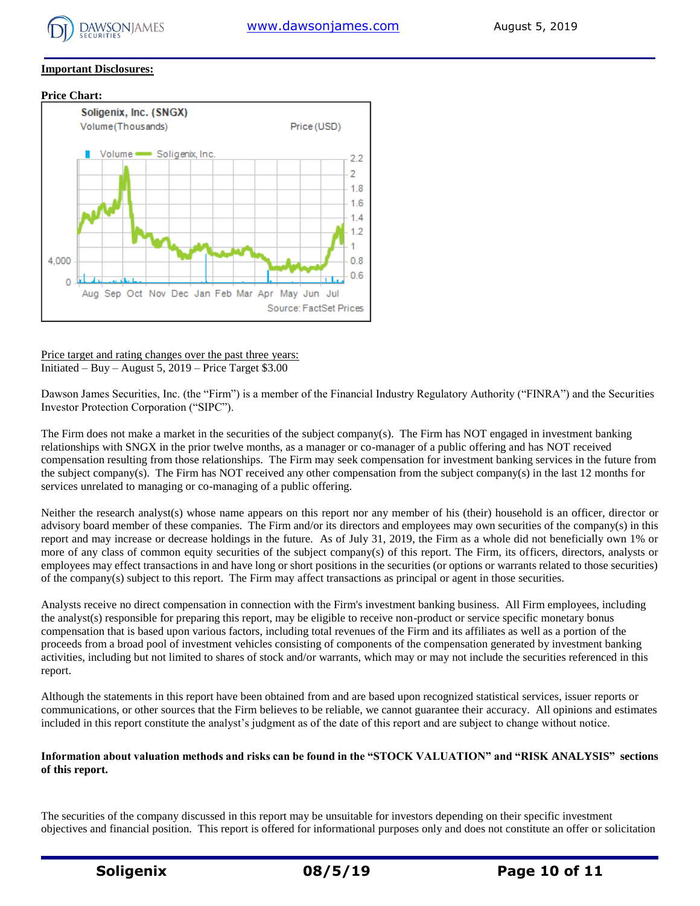**Important Disclosures:**

**Price Chart:**

Price target and rating changes over the past three years:
Initiated – Buy – August 5, 2019 – Price Target $3.00

Dawson James Securities, Inc. (the "Firm") is a member of the Financial Industry Regulatory Authority ("FINRA") and the Securities Investor Protection Corporation ("SIPC").

The Firm does not make a market in the securities of the subject company(s). The Firm has NOT engaged in investment banking relationships with SNGX in the prior twelve months, as a manager or co-manager of a public offering and has NOT received compensation resulting from those relationships. The Firm may seek compensation for investment banking services in the future from the subject company(s). The Firm has NOT received any other compensation from the subject company(s) in the last 12 months for services unrelated to managing or co-managing of a public offering.

Neither the research analyst(s) whose name appears on this report nor any member of his (their) household is an officer, director or advisory board member of these companies. The Firm and/or its directors and employees may own securities of the company(s) in this report and may increase or decrease holdings in the future. As of July 31, 2019, the Firm as a whole did not beneficially own 1% or more of any class of common equity securities of the subject company(s) of this report. The Firm, its officers, directors, analysts or employees may effect transactions in and have long or short positions in the securities (or options or warrants related to those securities) of the company(s) subject to this report. The Firm may affect transactions as principal or agent in those securities.

Analysts receive no direct compensation in connection with the Firm's investment banking business. All Firm employees, including the analyst(s) responsible for preparing this report, may be eligible to receive non-product or service specific monetary bonus compensation that is based upon various factors, including total revenues of the Firm and its affiliates as well as a portion of the proceeds from a broad pool of investment vehicles consisting of components of the compensation generated by investment banking activities, including but not limited to shares of stock and/or warrants, which may or may not include the securities referenced in this report.

Although the statements in this report have been obtained from and are based upon recognized statistical services, issuer reports or communications, or other sources that the Firm believes to be reliable, we cannot guarantee their accuracy. All opinions and estimates included in this report constitute the analyst's judgment as of the date of this report and are subject to change without notice.

**Information about valuation methods and risks can be found in the "STOCK VALUATION" and "RISK ANALYSIS" sections of this report.**

The securities of the company discussed in this report may be unsuitable for investors depending on their specific investment objectives and financial position. This report is offered for informational purposes only and does not constitute an offer or solicitation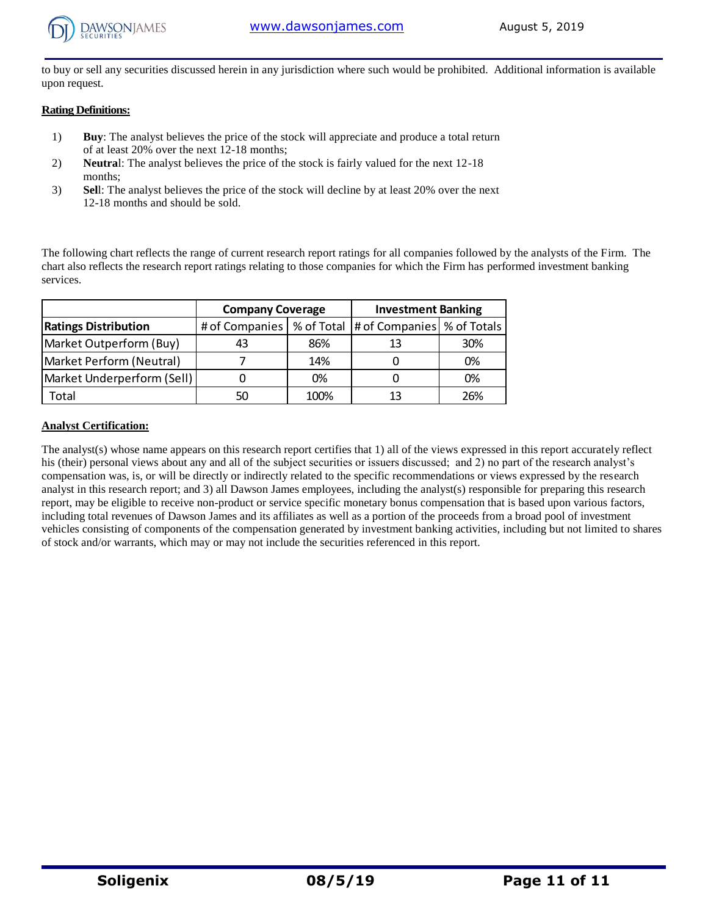to buy or sell any securities discussed herein in any jurisdiction where such would be prohibited. Additional information is available upon request.

**Rating Definitions:**

1) **Buy**: The analyst believes the price of the stock will appreciate and produce a total return of at least 20% over the next 12-18 months;
2) **Neutral**: The analyst believes the price of the stock is fairly valued for the next 12-18 months;
3) **Sell**: The analyst believes the price of the stock will decline by at least 20% over the next 12-18 months and should be sold.

The following chart reflects the range of current research report ratings for all companies followed by the analysts of the Firm. The chart also reflects the research report ratings relating to those companies for which the Firm has performed investment banking services.

| | Company Coverage | | Investment Banking | |
|---|---|---|---|---|
| **Ratings Distribution** | # of Companies | % of Total | # of Companies | % of Totals |
| Market Outperform (Buy) | 43 | 86% | 13 | 30% |
| Market Perform (Neutral) | 7 | 14% | 0 | 0% |
| Market Underperform (Sell) | 0 | 0% | 0 | 0% |
| Total | 50 | 100% | 13 | 26% |

**Analyst Certification:**

The analyst(s) whose name appears on this research report certifies that 1) all of the views expressed in this report accurately reflect his (their) personal views about any and all of the subject securities or issuers discussed; and 2) no part of the research analyst's compensation was, is, or will be directly or indirectly related to the specific recommendations or views expressed by the research analyst in this research report; and 3) all Dawson James employees, including the analyst(s) responsible for preparing this research report, may be eligible to receive non-product or service specific monetary bonus compensation that is based upon various factors, including total revenues of Dawson James and its affiliates as well as a portion of the proceeds from a broad pool of investment vehicles consisting of components of the compensation generated by investment banking activities, including but not limited to shares of stock and/or warrants, which may or may not include the securities referenced in this report.